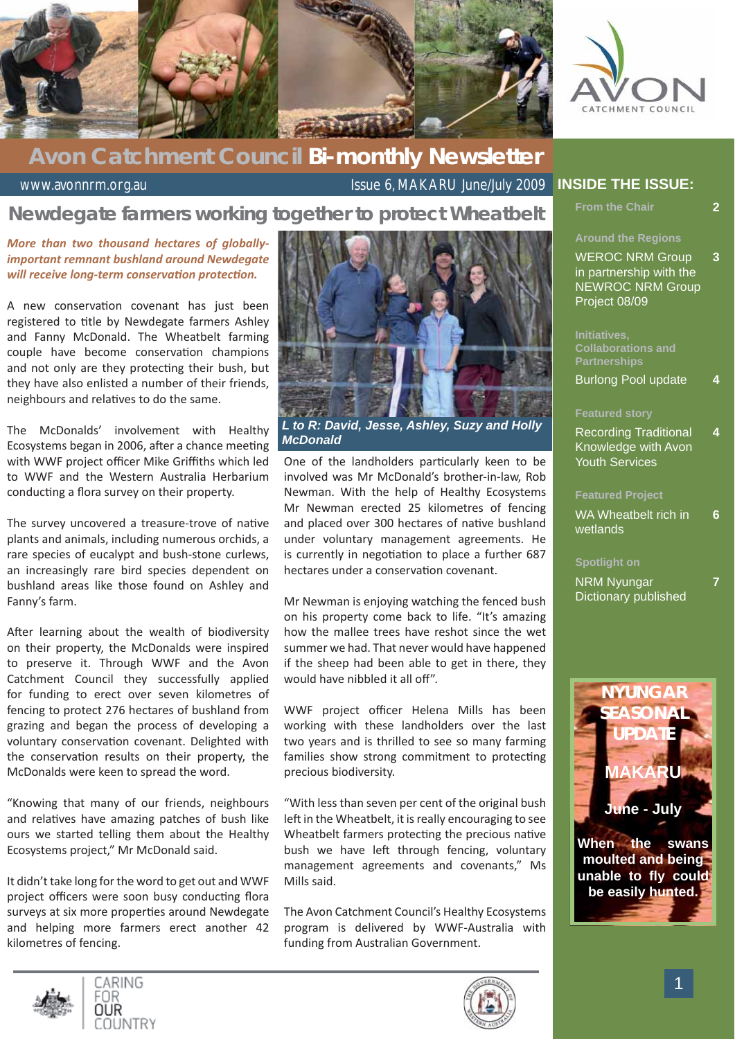# Avon Catchment Council Bi-monthly Newsletter

www.avonnrm.org.au — Issue 6, MAKARU June/July 2009

## Newdegate farmers working together to protect Wheatbelt

***More than two thousand hectares of globally-important remnant bushland around Newdegate will receive long-term conservation protection.***

A new conservation covenant has just been registered to title by Newdegate farmers Ashley and Fanny McDonald. The Wheatbelt farming couple have become conservation champions and not only are they protecting their bush, but they have also enlisted a number of their friends, neighbours and relatives to do the same.

The McDonalds' involvement with Healthy Ecosystems began in 2006, after a chance meeting with WWF project officer Mike Griffiths which led to WWF and the Western Australia Herbarium conducting a flora survey on their property.

The survey uncovered a treasure-trove of native plants and animals, including numerous orchids, a rare species of eucalypt and bush-stone curlews, an increasingly rare bird species dependent on bushland areas like those found on Ashley and Fanny's farm.

After learning about the wealth of biodiversity on their property, the McDonalds were inspired to preserve it. Through WWF and the Avon Catchment Council they successfully applied for funding to erect over seven kilometres of fencing to protect 276 hectares of bushland from grazing and began the process of developing a voluntary conservation covenant. Delighted with the conservation results on their property, the McDonalds were keen to spread the word.

"Knowing that many of our friends, neighbours and relatives have patches of bush like ours we started telling them about the Healthy Ecosystems project," Mr McDonald said.

It didn't take long for the word to get out and WWF project officers were soon busy conducting flora surveys at six more properties around Newdegate and helping more farmers erect another 42 kilometres of fencing.

***L to R: David, Jesse, Ashley, Suzy and Holly McDonald***

One of the landholders particularly keen to be involved was Mr McDonald's brother-in-law, Rob Newman. With the help of Healthy Ecosystems Mr Newman erected 25 kilometres of fencing and placed over 300 hectares of native bushland under voluntary management agreements. He is currently in negotiation to place a further 687 hectares under a conservation covenant.

Mr Newman is enjoying watching the fenced bush on his property come back to life. "It's amazing how the mallee trees have reshot since the wet summer we had. That never would have happened if the sheep had been able to get in there, they would have nibbled it all off".

WWF project officer Helena Mills has been working with these landholders over the last two years and is thrilled to see so many farming families show strong commitment to protecting precious biodiversity.

"With less than seven per cent of the original bush left in the Wheatbelt, it is really encouraging to see Wheatbelt farmers protecting the precious native bush we have left through fencing, voluntary management agreements and covenants," Ms Mills said.

The Avon Catchment Council's Healthy Ecosystems program is delivered by WWF-Australia with funding from Australian Government.

## INSIDE THE ISSUE:

| Section | Article | Page |
|---|---|---|
| From the Chair | | 2 |
| Around the Regions | WEROC NRM Group in partnership with the NEWROC NRM Group Project 08/09 | 3 |
| Initiatives, Collaborations and Partnerships | Burlong Pool update | 4 |
| Featured story | Recording Traditional Knowledge with Avon Youth Services | 4 |
| Featured Project | WA Wheatbelt rich in wetlands | 6 |
| Spotlight on | NRM Nyungar Dictionary published | 7 |

**NYUNGAR SEASONAL UPDATE**

**MAKARU**

**June - July**

**When the swans moulted and being unable to fly could be easily hunted.**

CARING FOR OUR COUNTRY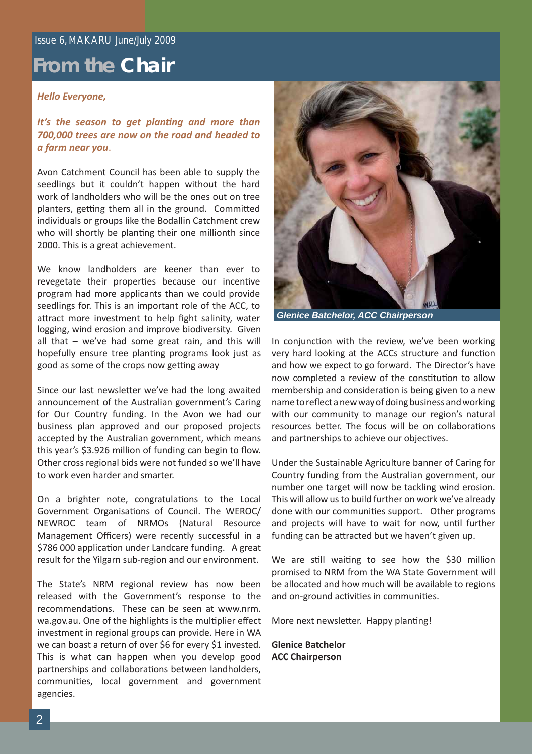# From the Chair

***Hello Everyone,***

***It's the season to get planting and more than 700,000 trees are now on the road and headed to a farm near you*.**

Avon Catchment Council has been able to supply the seedlings but it couldn't happen without the hard work of landholders who will be the ones out on tree planters, getting them all in the ground. Committed individuals or groups like the Bodallin Catchment crew who will shortly be planting their one millionth since 2000. This is a great achievement.

We know landholders are keener than ever to revegetate their properties because our incentive program had more applicants than we could provide seedlings for. This is an important role of the ACC, to attract more investment to help fight salinity, water logging, wind erosion and improve biodiversity. Given all that – we've had some great rain, and this will hopefully ensure tree planting programs look just as good as some of the crops now getting away

Since our last newsletter we've had the long awaited announcement of the Australian government's Caring for Our Country funding. In the Avon we had our business plan approved and our proposed projects accepted by the Australian government, which means this year's $3.926 million of funding can begin to flow. Other cross regional bids were not funded so we'll have to work even harder and smarter.

On a brighter note, congratulations to the Local Government Organisations of Council. The WEROC/NEWROC team of NRMOs (Natural Resource Management Officers) were recently successful in a $786 000 application under Landcare funding. A great result for the Yilgarn sub-region and our environment.

The State's NRM regional review has now been released with the Government's response to the recommendations. These can be seen at www.nrm.wa.gov.au. One of the highlights is the multiplier effect investment in regional groups can provide. Here in WA we can boast a return of over $6 for every $1 invested. This is what can happen when you develop good partnerships and collaborations between landholders, communities, local government and government agencies.

*Glenice Batchelor, ACC Chairperson*

In conjunction with the review, we've been working very hard looking at the ACCs structure and function and how we expect to go forward. The Director's have now completed a review of the constitution to allow membership and consideration is being given to a new name to reflect a new way of doing business and working with our community to manage our region's natural resources better. The focus will be on collaborations and partnerships to achieve our objectives.

Under the Sustainable Agriculture banner of Caring for Country funding from the Australian government, our number one target will now be tackling wind erosion. This will allow us to build further on work we've already done with our communities support. Other programs and projects will have to wait for now, until further funding can be attracted but we haven't given up.

We are still waiting to see how the $30 million promised to NRM from the WA State Government will be allocated and how much will be available to regions and on-ground activities in communities.

More next newsletter. Happy planting!

**Glenice Batchelor**
**ACC Chairperson**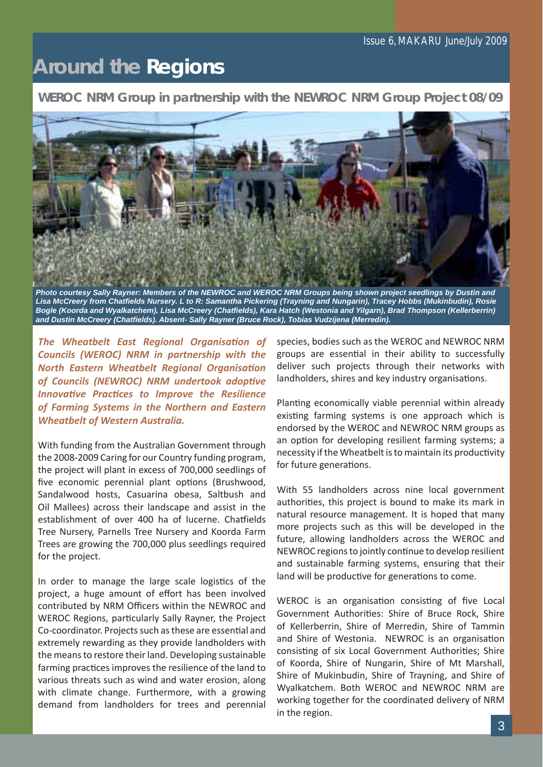# Around the Regions

## WEROC NRM Group in partnership with the NEWROC NRM Group Project 08/09

***Photo courtesy Sally Rayner: Members of the NEWROC and WEROC NRM Groups being shown project seedlings by Dustin and Lisa McCreery from Chatfields Nursery. L to R: Samantha Pickering (Trayning and Nungarin), Tracey Hobbs (Mukinbudin), Rosie Bogle (Koorda and Wyalkatchem), Lisa McCreery (Chatfields), Kara Hatch (Westonia and Yilgarn), Brad Thompson (Kellerberrin) and Dustin McCreery (Chatfields). Absent- Sally Rayner (Bruce Rock), Tobias Vudzijena (Merredin).***

***The Wheatbelt East Regional Organisation of Councils (WEROC) NRM in partnership with the North Eastern Wheatbelt Regional Organisation of Councils (NEWROC) NRM undertook adoptive Innovative Practices to Improve the Resilience of Farming Systems in the Northern and Eastern Wheatbelt of Western Australia.***

With funding from the Australian Government through the 2008-2009 Caring for our Country funding program, the project will plant in excess of 700,000 seedlings of five economic perennial plant options (Brushwood, Sandalwood hosts, Casuarina obesa, Saltbush and Oil Mallees) across their landscape and assist in the establishment of over 400 ha of lucerne. Chatfields Tree Nursery, Parnells Tree Nursery and Koorda Farm Trees are growing the 700,000 plus seedlings required for the project.

In order to manage the large scale logistics of the project, a huge amount of effort has been involved contributed by NRM Officers within the NEWROC and WEROC Regions, particularly Sally Rayner, the Project Co-coordinator. Projects such as these are essential and extremely rewarding as they provide landholders with the means to restore their land. Developing sustainable farming practices improves the resilience of the land to various threats such as wind and water erosion, along with climate change. Furthermore, with a growing demand from landholders for trees and perennial species, bodies such as the WEROC and NEWROC NRM groups are essential in their ability to successfully deliver such projects through their networks with landholders, shires and key industry organisations.

Planting economically viable perennial within already existing farming systems is one approach which is endorsed by the WEROC and NEWROC NRM groups as an option for developing resilient farming systems; a necessity if the Wheatbelt is to maintain its productivity for future generations.

With 55 landholders across nine local government authorities, this project is bound to make its mark in natural resource management. It is hoped that many more projects such as this will be developed in the future, allowing landholders across the WEROC and NEWROC regions to jointly continue to develop resilient and sustainable farming systems, ensuring that their land will be productive for generations to come.

WEROC is an organisation consisting of five Local Government Authorities: Shire of Bruce Rock, Shire of Kellerberrin, Shire of Merredin, Shire of Tammin and Shire of Westonia. NEWROC is an organisation consisting of six Local Government Authorities; Shire of Koorda, Shire of Nungarin, Shire of Mt Marshall, Shire of Mukinbudin, Shire of Trayning, and Shire of Wyalkatchem. Both WEROC and NEWROC NRM are working together for the coordinated delivery of NRM in the region.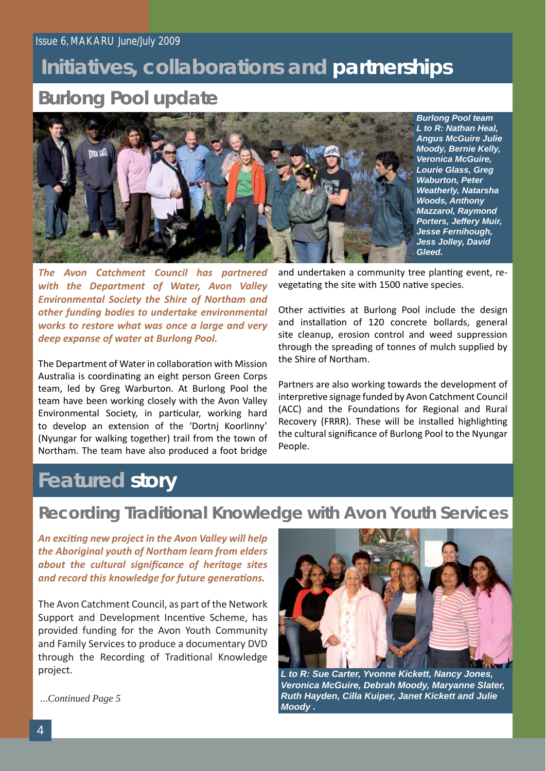# Initiatives, collaborations and partnerships

## Burlong Pool update

Burlong Pool team L to R: Nathan Heal, Angus McGuire Julie Moody, Bernie Kelly, Veronica McGuire, Lourie Glass, Greg Waburton, Peter Weatherly, Natarsha Woods, Anthony Mazzarol, Raymond Porters, Jeffery Muir, Jesse Fernihough, Jess Jolley, David Gleed.

***The Avon Catchment Council has partnered with the Department of Water, Avon Valley Environmental Society the Shire of Northam and other funding bodies to undertake environmental works to restore what was once a large and very deep expanse of water at Burlong Pool.***

The Department of Water in collaboration with Mission Australia is coordinating an eight person Green Corps team, led by Greg Warburton. At Burlong Pool the team have been working closely with the Avon Valley Environmental Society, in particular, working hard to develop an extension of the 'Dortnj Koorlinny' (Nyungar for walking together) trail from the town of Northam. The team have also produced a foot bridge and undertaken a community tree planting event, re-vegetating the site with 1500 native species.

Other activities at Burlong Pool include the design and installation of 120 concrete bollards, general site cleanup, erosion control and weed suppression through the spreading of tonnes of mulch supplied by the Shire of Northam.

Partners are also working towards the development of interpretive signage funded by Avon Catchment Council (ACC) and the Foundations for Regional and Rural Recovery (FRRR). These will be installed highlighting the cultural significance of Burlong Pool to the Nyungar People.

# Featured story

## Recording Traditional Knowledge with Avon Youth Services

***An exciting new project in the Avon Valley will help the Aboriginal youth of Northam learn from elders about the cultural significance of heritage sites and record this knowledge for future generations.***

The Avon Catchment Council, as part of the Network Support and Development Incentive Scheme, has provided funding for the Avon Youth Community and Family Services to produce a documentary DVD through the Recording of Traditional Knowledge project.

*...Continued Page 5*

L to R: Sue Carter, Yvonne Kickett, Nancy Jones, Veronica McGuire, Debrah Moody, Maryanne Slater, Ruth Hayden, Cilla Kuiper, Janet Kickett and Julie Moody .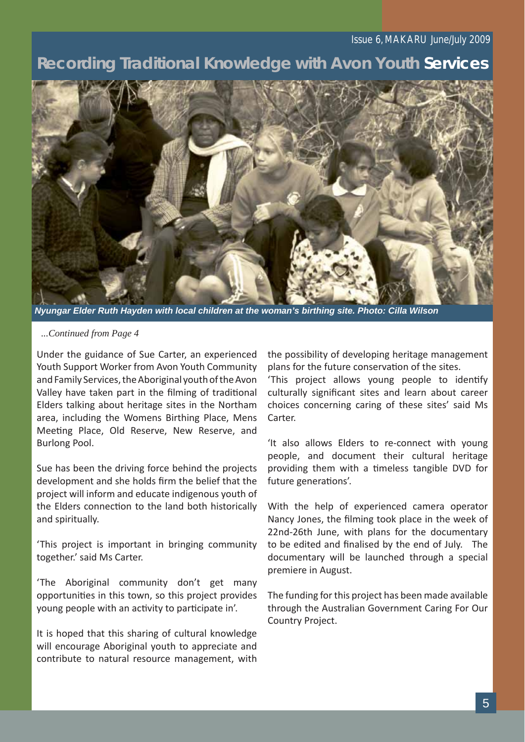# Recording Traditional Knowledge with Avon Youth Services

*Nyungar Elder Ruth Hayden with local children at the woman's birthing site. Photo: Cilla Wilson*

*...Continued from Page 4*

Under the guidance of Sue Carter, an experienced Youth Support Worker from Avon Youth Community and Family Services, the Aboriginal youth of the Avon Valley have taken part in the filming of traditional Elders talking about heritage sites in the Northam area, including the Womens Birthing Place, Mens Meeting Place, Old Reserve, New Reserve, and Burlong Pool.

Sue has been the driving force behind the projects development and she holds firm the belief that the project will inform and educate indigenous youth of the Elders connection to the land both historically and spiritually.

'This project is important in bringing community together.' said Ms Carter.

'The Aboriginal community don't get many opportunities in this town, so this project provides young people with an activity to participate in'.

It is hoped that this sharing of cultural knowledge will encourage Aboriginal youth to appreciate and contribute to natural resource management, with the possibility of developing heritage management plans for the future conservation of the sites.

'This project allows young people to identify culturally significant sites and learn about career choices concerning caring of these sites' said Ms Carter.

'It also allows Elders to re-connect with young people, and document their cultural heritage providing them with a timeless tangible DVD for future generations'.

With the help of experienced camera operator Nancy Jones, the filming took place in the week of 22nd-26th June, with plans for the documentary to be edited and finalised by the end of July. The documentary will be launched through a special premiere in August.

The funding for this project has been made available through the Australian Government Caring For Our Country Project.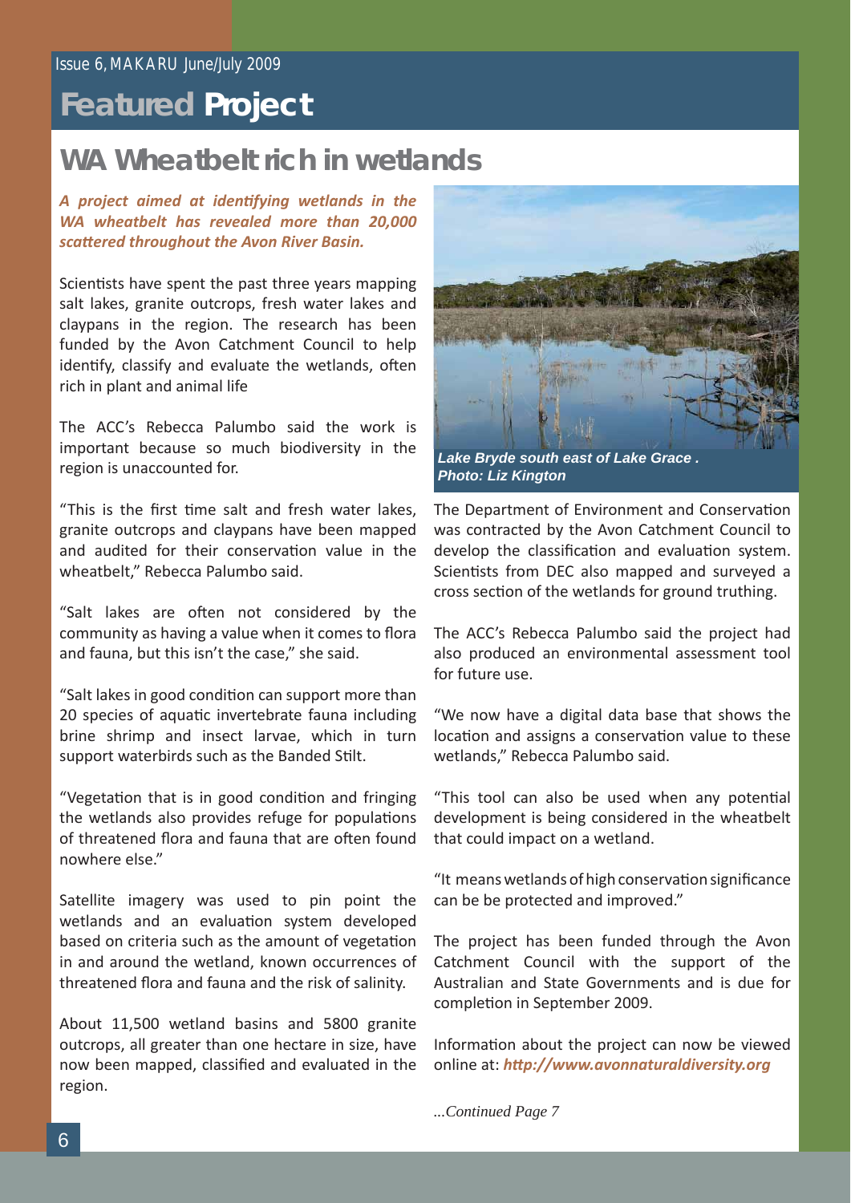# Featured Project

## WA Wheatbelt rich in wetlands

***A project aimed at identifying wetlands in the WA wheatbelt has revealed more than 20,000 scattered throughout the Avon River Basin.***

Scientists have spent the past three years mapping salt lakes, granite outcrops, fresh water lakes and claypans in the region. The research has been funded by the Avon Catchment Council to help identify, classify and evaluate the wetlands, often rich in plant and animal life

The ACC's Rebecca Palumbo said the work is important because so much biodiversity in the region is unaccounted for.

"This is the first time salt and fresh water lakes, granite outcrops and claypans have been mapped and audited for their conservation value in the wheatbelt," Rebecca Palumbo said.

"Salt lakes are often not considered by the community as having a value when it comes to flora and fauna, but this isn't the case," she said.

"Salt lakes in good condition can support more than 20 species of aquatic invertebrate fauna including brine shrimp and insect larvae, which in turn support waterbirds such as the Banded Stilt.

"Vegetation that is in good condition and fringing the wetlands also provides refuge for populations of threatened flora and fauna that are often found nowhere else."

Satellite imagery was used to pin point the wetlands and an evaluation system developed based on criteria such as the amount of vegetation in and around the wetland, known occurrences of threatened flora and fauna and the risk of salinity.

About 11,500 wetland basins and 5800 granite outcrops, all greater than one hectare in size, have now been mapped, classified and evaluated in the region.

***Lake Bryde south east of Lake Grace . Photo: Liz Kington***

The Department of Environment and Conservation was contracted by the Avon Catchment Council to develop the classification and evaluation system. Scientists from DEC also mapped and surveyed a cross section of the wetlands for ground truthing.

The ACC's Rebecca Palumbo said the project had also produced an environmental assessment tool for future use.

"We now have a digital data base that shows the location and assigns a conservation value to these wetlands," Rebecca Palumbo said.

"This tool can also be used when any potential development is being considered in the wheatbelt that could impact on a wetland.

"It means wetlands of high conservation significance can be be protected and improved."

The project has been funded through the Avon Catchment Council with the support of the Australian and State Governments and is due for completion in September 2009.

Information about the project can now be viewed online at: ***http://www.avonnaturaldiversity.org***

*...Continued Page 7*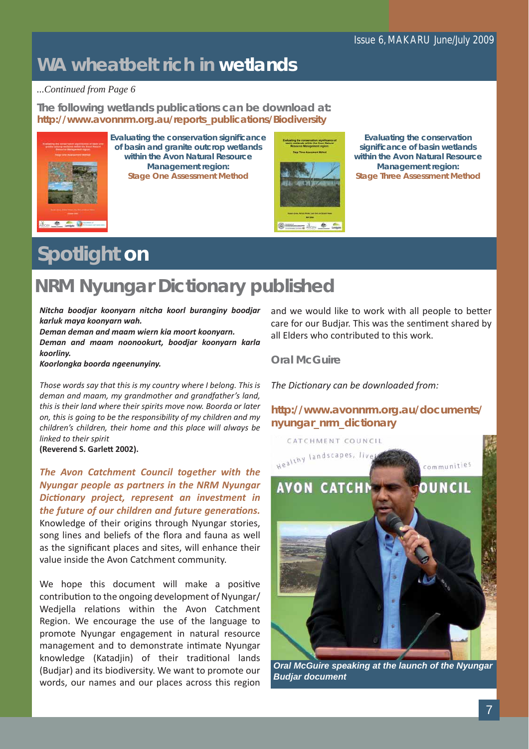# WA wheatbelt rich in wetlands

*...Continued from Page 6*

**The following wetlands publications can be download at: http://www.avonnrm.org.au/reports_publications/Biodiversity**

**Evaluating the conservation significance of basin and granite outcrop wetlands within the Avon Natural Resource Management region: Stage One Assessment Method**

**Evaluating the conservation significance of basin wetlands within the Avon Natural Resource Management region: Stage Three Assessment Method**

# Spotlight on

## NRM Nyungar Dictionary published

***Nitcha boodjar koonyarn nitcha koorl buranginy boodjar karluk maya koonyarn wah.***
***Deman deman and maam wiern kia moort koonyarn.***
***Deman and maam noonookurt, boodjar koonyarn karla koorliny.***
***Koorlongka boorda ngeenunyiny.***

*Those words say that this is my country where I belong. This is deman and maam, my grandmother and grandfather's land, this is their land where their spirits move now. Boorda or later on, this is going to be the responsibility of my children and my children's children, their home and this place will always be linked to their spirit*
**(Reverend S. Garlett 2002).**

***The Avon Catchment Council together with the Nyungar people as partners in the NRM Nyungar Dictionary project, represent an investment in the future of our children and future generations.*** Knowledge of their origins through Nyungar stories, song lines and beliefs of the flora and fauna as well as the significant places and sites, will enhance their value inside the Avon Catchment community.

We hope this document will make a positive contribution to the ongoing development of Nyungar/Wedjella relations within the Avon Catchment Region. We encourage the use of the language to promote Nyungar engagement in natural resource management and to demonstrate intimate Nyungar knowledge (Katadjin) of their traditional lands (Budjar) and its biodiversity. We want to promote our words, our names and our places across this region and we would like to work with all people to better care for our Budjar. This was the sentiment shared by all Elders who contributed to this work.

**Oral McGuire**

*The Dictionary can be downloaded from:*

**http://www.avonnrm.org.au/documents/nyungar_nrm_dictionary**

***Oral McGuire speaking at the launch of the Nyungar Budjar document***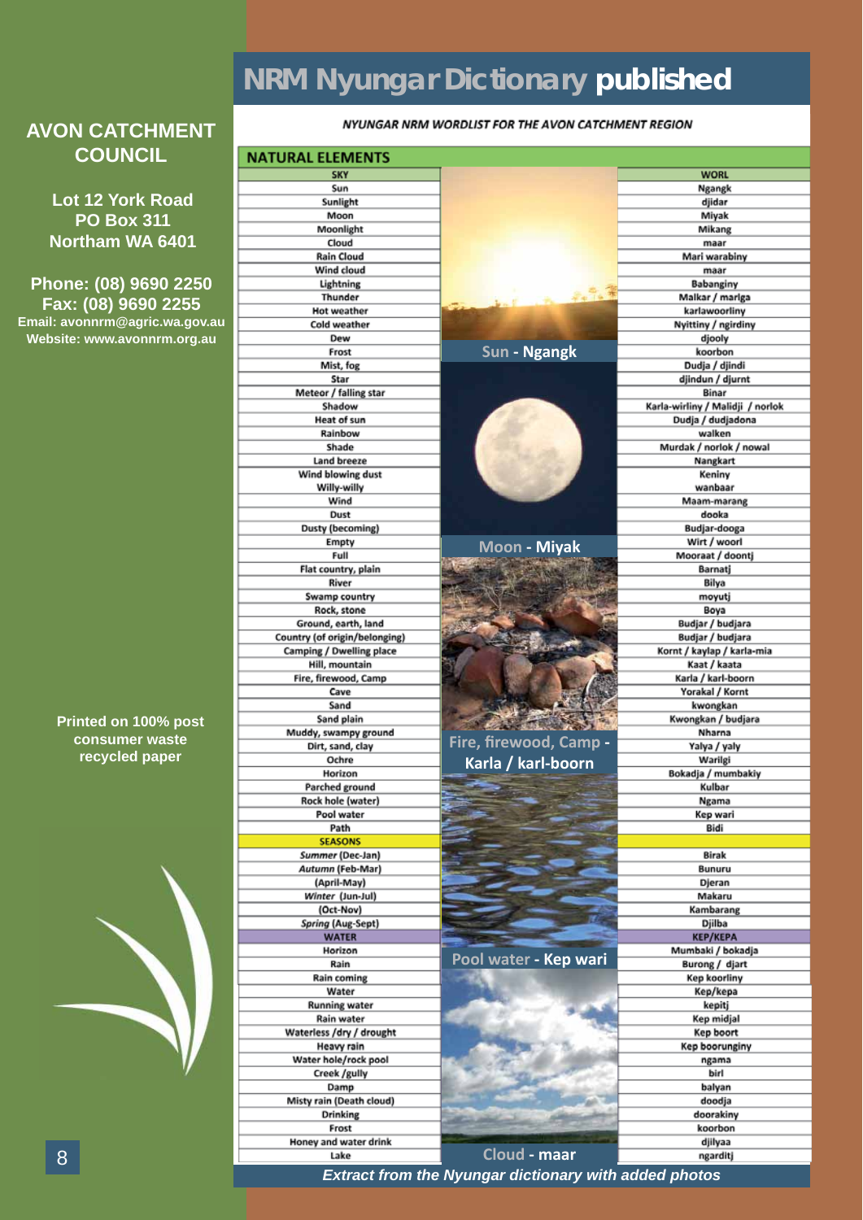## AVON CATCHMENT COUNCIL

Lot 12 York Road
PO Box 311
Northam WA 6401

Phone: (08) 9690 2250
Fax: (08) 9690 2255
Email: avonnrm@agric.wa.gov.au
Website: www.avonnrm.org.au

Printed on 100% post consumer waste recycled paper

# NRM Nyungar Dictionary **published**

***NYUNGAR NRM WORDLIST FOR THE AVON CATCHMENT REGION***

### NATURAL ELEMENTS

| SKY | WORL |
|---|---|
| Sun | Ngangk |
| Sunlight | djidar |
| Moon | Miyak |
| Moonlight | Mikang |
| Cloud | maar |
| Rain Cloud | Mari warabiny |
| Wind cloud | maar |
| Lightning | Babanginy |
| Thunder | Malkar / marlga |
| Hot weather | karlawoorliny |
| Cold weather | Nyittiny / ngirdiny |
| Dew | djooly |
| Frost | koorbon |
| Mist, fog | Dudja / djindi |
| Star | djindun / djurnt |
| Meteor / falling star | Binar |
| Shadow | Karla-wirliny / Malidji / norlok |
| Heat of sun | Dudja / dudjadona |
| Rainbow | walken |
| Shade | Murdak / norlok / nowal |
| Land breeze | Nangkart |
| Wind blowing dust | Keniny |
| Willy-willy | wanbaar |
| Wind | Maam-marang |
| Dust | dooka |
| Dusty (becoming) | Budjar-dooga |
| Empty | Wirt / woorl |
| Full | Mooraat / doontj |
| Flat country, plain | Barnatj |
| River | Bilya |
| Swamp country | moyutj |
| Rock, stone | Boya |
| Ground, earth, land | Budjar / budjara |
| Country (of origin/belonging) | Budjar / budjara |
| Camping / Dwelling place | Kornt / kaylap / karla-mia |
| Hill, mountain | Kaat / kaata |
| Fire, firewood, Camp | Karla / karl-boorn |
| Cave | Yorakal / Kornt |
| Sand | kwongkan |
| Sand plain | Kwongkan / budjara |
| Muddy, swampy ground | Nharna |
| Dirt, sand, clay | Yalya / yaly |
| Ochre | Warilgi |
| Horizon | Bokadja / mumbakiy |
| Parched ground | Kulbar |
| Rock hole (water) | Ngama |
| Pool water | Kep wari |
| Path | Bidi |
| **SEASONS** | |
| *Summer* (Dec-Jan) | Birak |
| *Autumn* (Feb-Mar) | Bunuru |
| (April-May) | Djeran |
| *Winter* (Jun-Jul) | Makaru |
| (Oct-Nov) | Kambarang |
| *Spring* (Aug-Sept) | Djilba |
| **WATER** | **KEP/KEPA** |
| Horizon | Mumbaki / bokadja |
| Rain | Burong / djart |
| Rain coming | Kep kooriny |
| Water | Kep/kepa |
| Running water | kepitj |
| Rain water | Kep midjal |
| Waterless /dry / drought | Kep boort |
| Heavy rain | Kep boorunginy |
| Water hole/rock pool | ngama |
| Creek /gully | birl |
| Damp | balyan |
| Misty rain (Death cloud) | doodja |
| Drinking | doorakiny |
| Frost | koorbon |
| Honey and water drink | djilyaa |
| Lake | ngarditj |

Sun - **Ngangk**

Moon - **Miyak**

Fire, firewood, Camp - **Karla / karl-boorn**

Pool water - **Kep wari**

Cloud - **maar**

***Extract from the Nyungar dictionary with added photos***